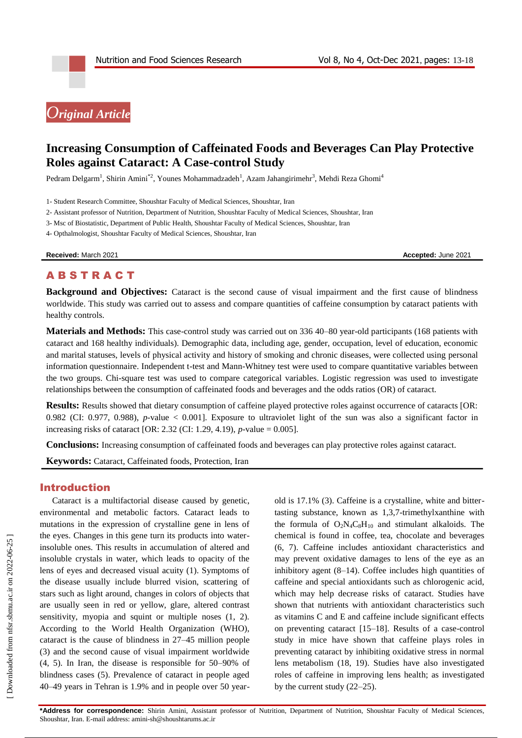*Original Article*

# Increasing Consumption of Caffeinated Foods and Beverages Can Play Protective Roles against Cataract: A Case-control Study

Pedram Delgarm[1], Shirin Amini[*2], Younes Mohammadzadeh[1], Azam Jahangirimehr[3], Mehdi Reza Ghomi[4]

1- Student Research Committee, Shoushtar Faculty of Medical Sciences, Shoushtar, Iran

2- Assistant professor of Nutrition, Department of Nutrition, Shoushtar Faculty of Medical Sciences, Shoushtar, Iran

3- Msc of Biostatistic, Department of Public Health, Shoushtar Faculty of Medical Sciences, Shoushtar, Iran

4- Opthalmologist, Shoushtar Faculty of Medical Sciences, Shoushtar, Iran

**Received:** March 2021 **Accepted:** June 2021

## ABSTRACT

**Background and Objectives:** Cataract is the second cause of visual impairment and the first cause of blindness worldwide. This study was carried out to assess and compare quantities of caffeine consumption by cataract patients with healthy controls.

**Materials and Methods:** This case-control study was carried out on 336 40–80 year-old participants (168 patients with cataract and 168 healthy individuals). Demographic data, including age, gender, occupation, level of education, economic and marital statuses, levels of physical activity and history of smoking and chronic diseases, were collected using personal information questionnaire. Independent t-test and Mann-Whitney test were used to compare quantitative variables between the two groups. Chi-square test was used to compare categorical variables. Logistic regression was used to investigate relationships between the consumption of caffeinated foods and beverages and the odds ratios (OR) of cataract.

**Results:** Results showed that dietary consumption of caffeine played protective roles against occurrence of cataracts [OR: 0.982 (CI: 0.977, 0.988), *p*-value < 0.001]. Exposure to ultraviolet light of the sun was also a significant factor in increasing risks of cataract [OR: 2.32 (CI: 1.29, 4.19), *p*-value = 0.005].

**Conclusions:** Increasing consumption of caffeinated foods and beverages can play protective roles against cataract.

**Keywords:** Cataract, Caffeinated foods, Protection, Iran

## Introduction

Cataract is a multifactorial disease caused by genetic, environmental and metabolic factors. Cataract leads to mutations in the expression of crystalline gene in lens of the eyes. Changes in this gene turn its products into water-insoluble ones. This results in accumulation of altered and insoluble crystals in water, which leads to opacity of the lens of eyes and decreased visual acuity (1). Symptoms of the disease usually include blurred vision, scattering of stars such as light around, changes in colors of objects that are usually seen in red or yellow, glare, altered contrast sensitivity, myopia and squint or multiple noses (1, 2). According to the World Health Organization (WHO), cataract is the cause of blindness in 27–45 million people (3) and the second cause of visual impairment worldwide (4, 5). In Iran, the disease is responsible for 50–90% of blindness cases (5). Prevalence of cataract in people aged 40–49 years in Tehran is 1.9% and in people over 50 year-old is 17.1% (3). Caffeine is a crystalline, white and bitter-tasting substance, known as 1,3,7-trimethylxanthine with the formula of $O_2N_4C_8H_{10}$ and stimulant alkaloids. The chemical is found in coffee, tea, chocolate and beverages (6, 7). Caffeine includes antioxidant characteristics and may prevent oxidative damages to lens of the eye as an inhibitory agent (8–14). Coffee includes high quantities of caffeine and special antioxidants such as chlorogenic acid, which may help decrease risks of cataract. Studies have shown that nutrients with antioxidant characteristics such as vitamins C and E and caffeine include significant effects on preventing cataract [15–18]. Results of a case-control study in mice have shown that caffeine plays roles in preventing cataract by inhibiting oxidative stress in normal lens metabolism (18, 19). Studies have also investigated roles of caffeine in improving lens health; as investigated by the current study (22–25).

**\*Address for correspondence:** Shirin Amini, Assistant professor of Nutrition, Department of Nutrition, Shoushtar Faculty of Medical Sciences, Shoushtar, Iran. E-mail address: amini-sh@shoushtarums.ac.ir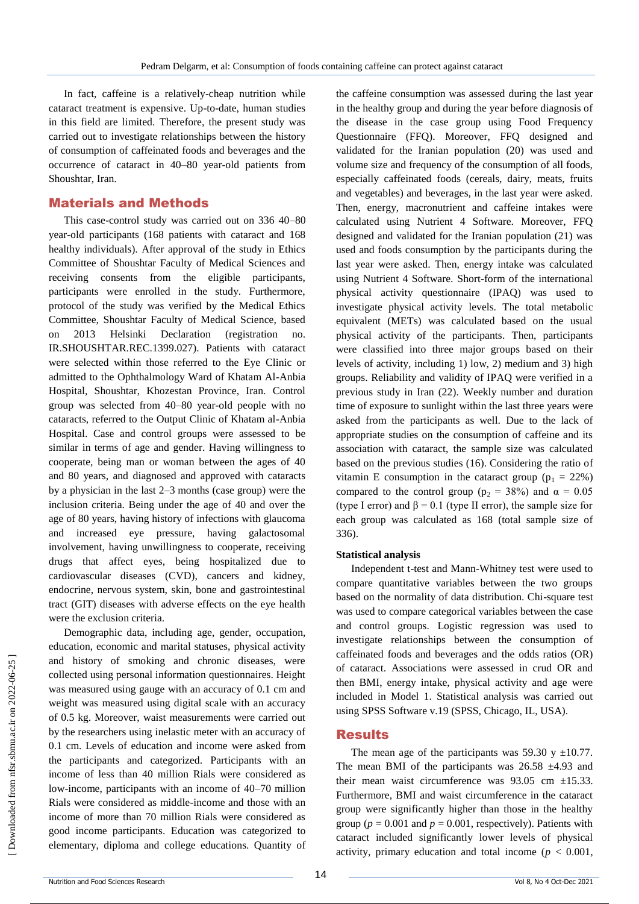In fact, caffeine is a relatively-cheap nutrition while cataract treatment is expensive. Up-to-date, human studies in this field are limited. Therefore, the present study was carried out to investigate relationships between the history of consumption of caffeinated foods and beverages and the occurrence of cataract in 40–80 year-old patients from Shoushtar, Iran.

## Materials and Methods

This case-control study was carried out on 336 40–80 year-old participants (168 patients with cataract and 168 healthy individuals). After approval of the study in Ethics Committee of Shoushtar Faculty of Medical Sciences and receiving consents from the eligible participants, participants were enrolled in the study. Furthermore, protocol of the study was verified by the Medical Ethics Committee, Shoushtar Faculty of Medical Science, based on 2013 Helsinki Declaration (registration no. IR.SHOUSHTAR.REC.1399.027). Patients with cataract were selected within those referred to the Eye Clinic or admitted to the Ophthalmology Ward of Khatam Al-Anbia Hospital, Shoushtar, Khozestan Province, Iran. Control group was selected from 40–80 year-old people with no cataracts, referred to the Output Clinic of Khatam al-Anbia Hospital. Case and control groups were assessed to be similar in terms of age and gender. Having willingness to cooperate, being man or woman between the ages of 40 and 80 years, and diagnosed and approved with cataracts by a physician in the last 2–3 months (case group) were the inclusion criteria. Being under the age of 40 and over the age of 80 years, having history of infections with glaucoma and increased eye pressure, having galactosomal involvement, having unwillingness to cooperate, receiving drugs that affect eyes, being hospitalized due to cardiovascular diseases (CVD), cancers and kidney, endocrine, nervous system, skin, bone and gastrointestinal tract (GIT) diseases with adverse effects on the eye health were the exclusion criteria.

Demographic data, including age, gender, occupation, education, economic and marital statuses, physical activity and history of smoking and chronic diseases, were collected using personal information questionnaires. Height was measured using gauge with an accuracy of 0.1 cm and weight was measured using digital scale with an accuracy of 0.5 kg. Moreover, waist measurements were carried out by the researchers using inelastic meter with an accuracy of 0.1 cm. Levels of education and income were asked from the participants and categorized. Participants with an income of less than 40 million Rials were considered as low-income, participants with an income of 40–70 million Rials were considered as middle-income and those with an income of more than 70 million Rials were considered as good income participants. Education was categorized to elementary, diploma and college educations. Quantity of the caffeine consumption was assessed during the last year in the healthy group and during the year before diagnosis of the disease in the case group using Food Frequency Questionnaire (FFQ). Moreover, FFQ designed and validated for the Iranian population (20) was used and volume size and frequency of the consumption of all foods, especially caffeinated foods (cereals, dairy, meats, fruits and vegetables) and beverages, in the last year were asked. Then, energy, macronutrient and caffeine intakes were calculated using Nutrient 4 Software. Moreover, FFQ designed and validated for the Iranian population (21) was used and foods consumption by the participants during the last year were asked. Then, energy intake was calculated using Nutrient 4 Software. Short-form of the international physical activity questionnaire (IPAQ) was used to investigate physical activity levels. The total metabolic equivalent (METs) was calculated based on the usual physical activity of the participants. Then, participants were classified into three major groups based on their levels of activity, including 1) low, 2) medium and 3) high groups. Reliability and validity of IPAQ were verified in a previous study in Iran (22). Weekly number and duration time of exposure to sunlight within the last three years were asked from the participants as well. Due to the lack of appropriate studies on the consumption of caffeine and its association with cataract, the sample size was calculated based on the previous studies (16). Considering the ratio of vitamin E consumption in the cataract group ($p_1$ = 22%) compared to the control group ($p_2$ = 38%) and $\alpha$ = 0.05 (type I error) and $\beta$ = 0.1 (type II error), the sample size for each group was calculated as 168 (total sample size of 336).

**Statistical analysis**

Independent t-test and Mann-Whitney test were used to compare quantitative variables between the two groups based on the normality of data distribution. Chi-square test was used to compare categorical variables between the case and control groups. Logistic regression was used to investigate relationships between the consumption of caffeinated foods and beverages and the odds ratios (OR) of cataract. Associations were assessed in crud OR and then BMI, energy intake, physical activity and age were included in Model 1. Statistical analysis was carried out using SPSS Software v.19 (SPSS, Chicago, IL, USA).

## Results

The mean age of the participants was 59.30 y ±10.77. The mean BMI of the participants was 26.58 ±4.93 and their mean waist circumference was 93.05 cm ±15.33. Furthermore, BMI and waist circumference in the cataract group were significantly higher than those in the healthy group ($p$ = 0.001 and $p$ = 0.001, respectively). Patients with cataract included significantly lower levels of physical activity, primary education and total income ($p$ < 0.001,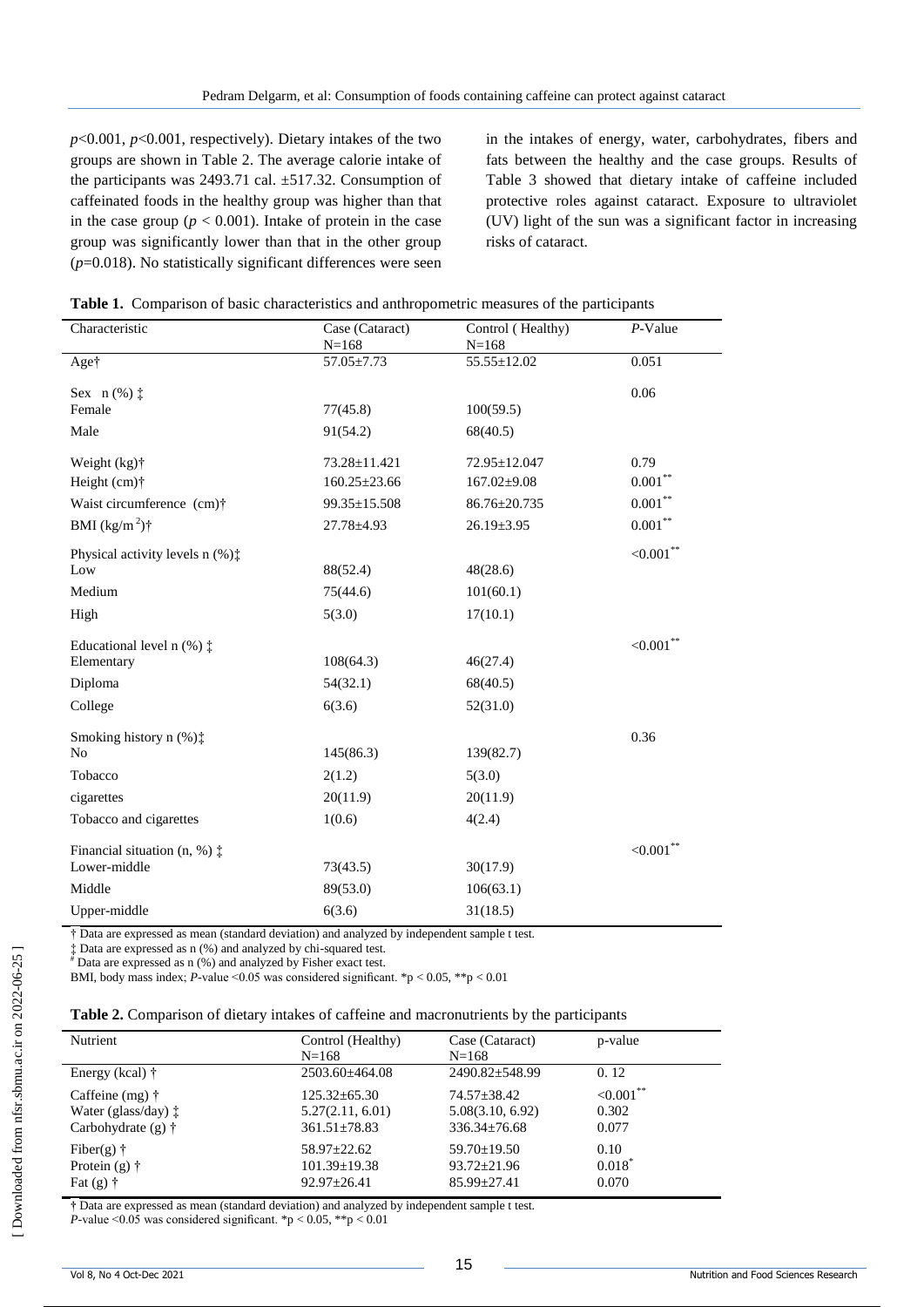$p$<0.001, $p$<0.001, respectively). Dietary intakes of the two groups are shown in Table 2. The average calorie intake of the participants was 2493.71 cal. ±517.32. Consumption of caffeinated foods in the healthy group was higher than that in the case group ($p < 0.001$). Intake of protein in the case group was significantly lower than that in the other group ($p$=0.018). No statistically significant differences were seen in the intakes of energy, water, carbohydrates, fibers and fats between the healthy and the case groups. Results of Table 3 showed that dietary intake of caffeine included protective roles against cataract. Exposure to ultraviolet (UV) light of the sun was a significant factor in increasing risks of cataract.

**Table 1.** Comparison of basic characteristics and anthropometric measures of the participants

| Characteristic | Case (Cataract) N=168 | Control ( Healthy) N=168 | *P*-Value |
|---|---|---|---|
| Age† | 57.05±7.73 | 55.55±12.02 | 0.051 |
| Sex n (%) ‡ | | | 0.06 |
| Female | 77(45.8) | 100(59.5) | |
| Male | 91(54.2) | 68(40.5) | |
| Weight (kg)† | 73.28±11.421 | 72.95±12.047 | 0.79 |
| Height (cm)† | 160.25±23.66 | 167.02±9.08 | 0.001** |
| Waist circumference (cm)† | 99.35±15.508 | 86.76±20.735 | 0.001** |
| BMI (kg/m$^2$)† | 27.78±4.93 | 26.19±3.95 | 0.001** |
| Physical activity levels n (%)‡ | | | <0.001** |
| Low | 88(52.4) | 48(28.6) | |
| Medium | 75(44.6) | 101(60.1) | |
| High | 5(3.0) | 17(10.1) | |
| Educational level n (%) ‡ | | | <0.001** |
| Elementary | 108(64.3) | 46(27.4) | |
| Diploma | 54(32.1) | 68(40.5) | |
| College | 6(3.6) | 52(31.0) | |
| Smoking history n (%)‡ | | | 0.36 |
| No | 145(86.3) | 139(82.7) | |
| Tobacco | 2(1.2) | 5(3.0) | |
| cigarettes | 20(11.9) | 20(11.9) | |
| Tobacco and cigarettes | 1(0.6) | 4(2.4) | |
| Financial situation (n, %) ‡ | | | <0.001** |
| Lower-middle | 73(43.5) | 30(17.9) | |
| Middle | 89(53.0) | 106(63.1) | |
| Upper-middle | 6(3.6) | 31(18.5) | |

† Data are expressed as mean (standard deviation) and analyzed by independent sample t test.
‡ Data are expressed as n (%) and analyzed by chi-squared test.
# Data are expressed as n (%) and analyzed by Fisher exact test.
BMI, body mass index; *P*-value <0.05 was considered significant. *p < 0.05, **p < 0.01

**Table 2.** Comparison of dietary intakes of caffeine and macronutrients by the participants

| Nutrient | Control (Healthy) N=168 | Case (Cataract) N=168 | p-value |
|---|---|---|---|
| Energy (kcal) † | 2503.60±464.08 | 2490.82±548.99 | 0. 12 |
| Caffeine (mg) † | 125.32±65.30 | 74.57±38.42 | <0.001** |
| Water (glass/day) ‡ | 5.27(2.11, 6.01) | 5.08(3.10, 6.92) | 0.302 |
| Carbohydrate (g) † | 361.51±78.83 | 336.34±76.68 | 0.077 |
| Fiber(g) † | 58.97±22.62 | 59.70±19.50 | 0.10 |
| Protein (g) † | 101.39±19.38 | 93.72±21.96 | 0.018* |
| Fat (g) † | 92.97±26.41 | 85.99±27.41 | 0.070 |

† Data are expressed as mean (standard deviation) and analyzed by independent sample t test.
*P*-value <0.05 was considered significant. *p < 0.05, **p < 0.01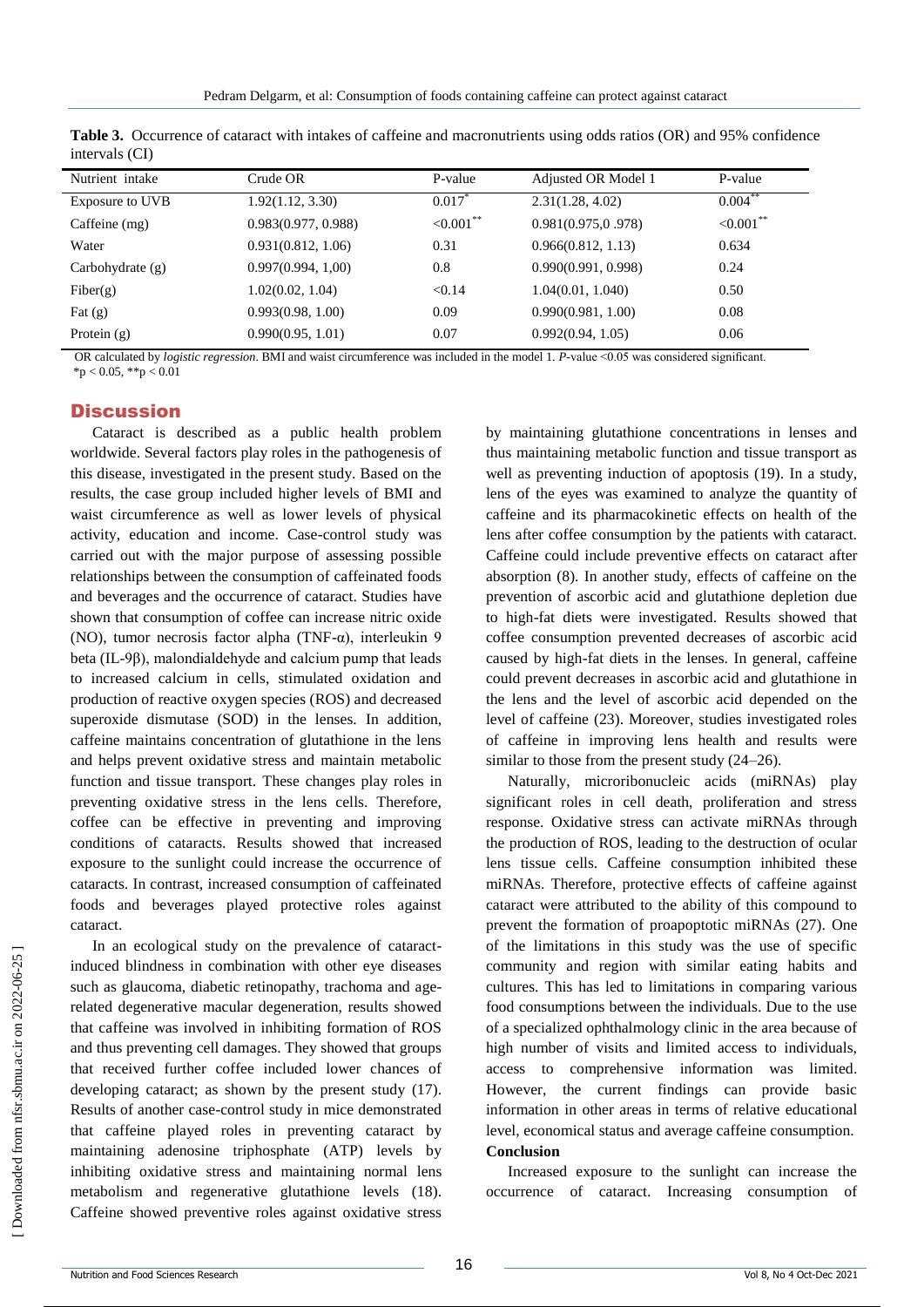**Table 3.** Occurrence of cataract with intakes of caffeine and macronutrients using odds ratios (OR) and 95% confidence intervals (CI)

| Nutrient intake | Crude OR | P-value | Adjusted OR Model 1 | P-value |
|---|---|---|---|---|
| Exposure to UVB | 1.92(1.12, 3.30) | 0.017* | 2.31(1.28, 4.02) | 0.004** |
| Caffeine (mg) | 0.983(0.977, 0.988) | <0.001** | 0.981(0.975,0 .978) | <0.001** |
| Water | 0.931(0.812, 1.06) | 0.31 | 0.966(0.812, 1.13) | 0.634 |
| Carbohydrate (g) | 0.997(0.994, 1,00) | 0.8 | 0.990(0.991, 0.998) | 0.24 |
| Fiber(g) | 1.02(0.02, 1.04) | <0.14 | 1.04(0.01, 1.040) | 0.50 |
| Fat (g) | 0.993(0.98, 1.00) | 0.09 | 0.990(0.981, 1.00) | 0.08 |
| Protein (g) | 0.990(0.95, 1.01) | 0.07 | 0.992(0.94, 1.05) | 0.06 |

OR calculated by *logistic regression*. BMI and waist circumference was included in the model 1. *P*-value <0.05 was considered significant.
*p < 0.05, **p < 0.01

## Discussion

Cataract is described as a public health problem worldwide. Several factors play roles in the pathogenesis of this disease, investigated in the present study. Based on the results, the case group included higher levels of BMI and waist circumference as well as lower levels of physical activity, education and income. Case-control study was carried out with the major purpose of assessing possible relationships between the consumption of caffeinated foods and beverages and the occurrence of cataract. Studies have shown that consumption of coffee can increase nitric oxide (NO), tumor necrosis factor alpha (TNF-α), interleukin 9 beta (IL-9β), malondialdehyde and calcium pump that leads to increased calcium in cells, stimulated oxidation and production of reactive oxygen species (ROS) and decreased superoxide dismutase (SOD) in the lenses. In addition, caffeine maintains concentration of glutathione in the lens and helps prevent oxidative stress and maintain metabolic function and tissue transport. These changes play roles in preventing oxidative stress in the lens cells. Therefore, coffee can be effective in preventing and improving conditions of cataracts. Results showed that increased exposure to the sunlight could increase the occurrence of cataracts. In contrast, increased consumption of caffeinated foods and beverages played protective roles against cataract.

In an ecological study on the prevalence of cataract-induced blindness in combination with other eye diseases such as glaucoma, diabetic retinopathy, trachoma and age-related degenerative macular degeneration, results showed that caffeine was involved in inhibiting formation of ROS and thus preventing cell damages. They showed that groups that received further coffee included lower chances of developing cataract; as shown by the present study (17). Results of another case-control study in mice demonstrated that caffeine played roles in preventing cataract by maintaining adenosine triphosphate (ATP) levels by inhibiting oxidative stress and maintaining normal lens metabolism and regenerative glutathione levels (18). Caffeine showed preventive roles against oxidative stress by maintaining glutathione concentrations in lenses and thus maintaining metabolic function and tissue transport as well as preventing induction of apoptosis (19). In a study, lens of the eyes was examined to analyze the quantity of caffeine and its pharmacokinetic effects on health of the lens after coffee consumption by the patients with cataract. Caffeine could include preventive effects on cataract after absorption (8). In another study, effects of caffeine on the prevention of ascorbic acid and glutathione depletion due to high-fat diets were investigated. Results showed that coffee consumption prevented decreases of ascorbic acid caused by high-fat diets in the lenses. In general, caffeine could prevent decreases in ascorbic acid and glutathione in the lens and the level of ascorbic acid depended on the level of caffeine (23). Moreover, studies investigated roles of caffeine in improving lens health and results were similar to those from the present study (24–26).

Naturally, microribonucleic acids (miRNAs) play significant roles in cell death, proliferation and stress response. Oxidative stress can activate miRNAs through the production of ROS, leading to the destruction of ocular lens tissue cells. Caffeine consumption inhibited these miRNAs. Therefore, protective effects of caffeine against cataract were attributed to the ability of this compound to prevent the formation of proapoptotic miRNAs (27). One of the limitations in this study was the use of specific community and region with similar eating habits and cultures. This has led to limitations in comparing various food consumptions between the individuals. Due to the use of a specialized ophthalmology clinic in the area because of high number of visits and limited access to individuals, access to comprehensive information was limited. However, the current findings can provide basic information in other areas in terms of relative educational level, economical status and average caffeine consumption.

### Conclusion

Increased exposure to the sunlight can increase the occurrence of cataract. Increasing consumption of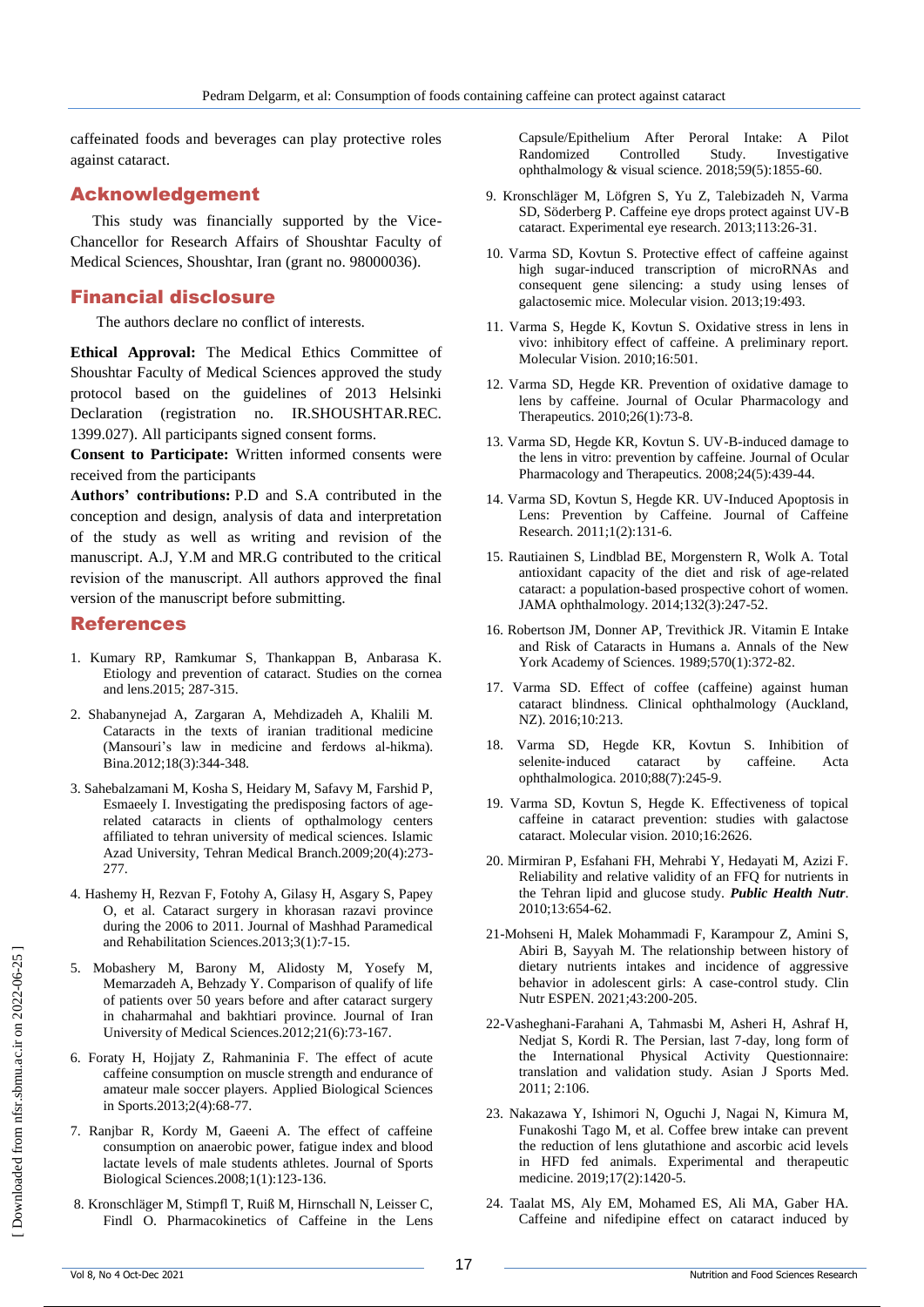caffeinated foods and beverages can play protective roles against cataract.

## Acknowledgement

This study was financially supported by the Vice-Chancellor for Research Affairs of Shoushtar Faculty of Medical Sciences, Shoushtar, Iran (grant no. 98000036).

## Financial disclosure

The authors declare no conflict of interests.

**Ethical Approval:** The Medical Ethics Committee of Shoushtar Faculty of Medical Sciences approved the study protocol based on the guidelines of 2013 Helsinki Declaration (registration no. IR.SHOUSHTAR.REC. 1399.027). All participants signed consent forms.

**Consent to Participate:** Written informed consents were received from the participants

**Authors' contributions:** P.D and S.A contributed in the conception and design, analysis of data and interpretation of the study as well as writing and revision of the manuscript. A.J, Y.M and MR.G contributed to the critical revision of the manuscript. All authors approved the final version of the manuscript before submitting.

## References

1. Kumary RP, Ramkumar S, Thankappan B, Anbarasa K. Etiology and prevention of cataract. Studies on the cornea and lens.2015; 287-315.
2. Shabanynejad A, Zargaran A, Mehdizadeh A, Khalili M. Cataracts in the texts of iranian traditional medicine (Mansouri's law in medicine and ferdows al-hikma). Bina.2012;18(3):344-348.
3. Sahebalzamani M, Kosha S, Heidary M, Safavy M, Farshid P, Esmaeely I. Investigating the predisposing factors of age-related cataracts in clients of opthalmology centers affiliated to tehran university of medical sciences. Islamic Azad University, Tehran Medical Branch.2009;20(4):273-277.
4. Hashemy H, Rezvan F, Fotohy A, Gilasy H, Asgary S, Papey O, et al. Cataract surgery in khorasan razavi province during the 2006 to 2011. Journal of Mashhad Paramedical and Rehabilitation Sciences.2013;3(1):7-15.
5. Mobashery M, Barony M, Alidosty M, Yosefy M, Memarzadeh A, Behzady Y. Comparison of qualify of life of patients over 50 years before and after cataract surgery in chaharmahal and bakhtiari province. Journal of Iran University of Medical Sciences.2012;21(6):73-167.
6. Foraty H, Hojjaty Z, Rahmaninia F. The effect of acute caffeine consumption on muscle strength and endurance of amateur male soccer players. Applied Biological Sciences in Sports.2013;2(4):68-77.
7. Ranjbar R, Kordy M, Gaeeni A. The effect of caffeine consumption on anaerobic power, fatigue index and blood lactate levels of male students athletes. Journal of Sports Biological Sciences.2008;1(1):123-136.
8. Kronschläger M, Stimpfl T, Ruiß M, Hirnschall N, Leisser C, Findl O. Pharmacokinetics of Caffeine in the Lens Capsule/Epithelium After Peroral Intake: A Pilot Randomized Controlled Study. Investigative ophthalmology & visual science. 2018;59(5):1855-60.
9. Kronschläger M, Löfgren S, Yu Z, Talebizadeh N, Varma SD, Söderberg P. Caffeine eye drops protect against UV-B cataract. Experimental eye research. 2013;113:26-31.
10. Varma SD, Kovtun S. Protective effect of caffeine against high sugar-induced transcription of microRNAs and consequent gene silencing: a study using lenses of galactosemic mice. Molecular vision. 2013;19:493.
11. Varma S, Hegde K, Kovtun S. Oxidative stress in lens in vivo: inhibitory effect of caffeine. A preliminary report. Molecular Vision. 2010;16:501.
12. Varma SD, Hegde KR. Prevention of oxidative damage to lens by caffeine. Journal of Ocular Pharmacology and Therapeutics. 2010;26(1):73-8.
13. Varma SD, Hegde KR, Kovtun S. UV-B-induced damage to the lens in vitro: prevention by caffeine. Journal of Ocular Pharmacology and Therapeutics. 2008;24(5):439-44.
14. Varma SD, Kovtun S, Hegde KR. UV-Induced Apoptosis in Lens: Prevention by Caffeine. Journal of Caffeine Research. 2011;1(2):131-6.
15. Rautiainen S, Lindblad BE, Morgenstern R, Wolk A. Total antioxidant capacity of the diet and risk of age-related cataract: a population-based prospective cohort of women. JAMA ophthalmology. 2014;132(3):247-52.
16. Robertson JM, Donner AP, Trevithick JR. Vitamin E Intake and Risk of Cataracts in Humans a. Annals of the New York Academy of Sciences. 1989;570(1):372-82.
17. Varma SD. Effect of coffee (caffeine) against human cataract blindness. Clinical ophthalmology (Auckland, NZ). 2016;10:213.
18. Varma SD, Hegde KR, Kovtun S. Inhibition of selenite-induced cataract by caffeine. Acta ophthalmologica. 2010;88(7):245-9.
19. Varma SD, Kovtun S, Hegde K. Effectiveness of topical caffeine in cataract prevention: studies with galactose cataract. Molecular vision. 2010;16:2626.
20. Mirmiran P, Esfahani FH, Mehrabi Y, Hedayati M, Azizi F. Reliability and relative validity of an FFQ for nutrients in the Tehran lipid and glucose study. ***Public Health Nutr***. 2010;13:654-62.
21. Mohseni H, Malek Mohammadi F, Karampour Z, Amini S, Abiri B, Sayyah M. The relationship between history of dietary nutrients intakes and incidence of aggressive behavior in adolescent girls: A case-control study. Clin Nutr ESPEN. 2021;43:200-205.
22. Vasheghani-Farahani A, Tahmasbi M, Asheri H, Ashraf H, Nedjat S, Kordi R. The Persian, last 7-day, long form of the International Physical Activity Questionnaire: translation and validation study. Asian J Sports Med. 2011; 2:106.
23. Nakazawa Y, Ishimori N, Oguchi J, Nagai N, Kimura M, Funakoshi Tago M, et al. Coffee brew intake can prevent the reduction of lens glutathione and ascorbic acid levels in HFD fed animals. Experimental and therapeutic medicine. 2019;17(2):1420-5.
24. Taalat MS, Aly EM, Mohamed ES, Ali MA, Gaber HA. Caffeine and nifedipine effect on cataract induced by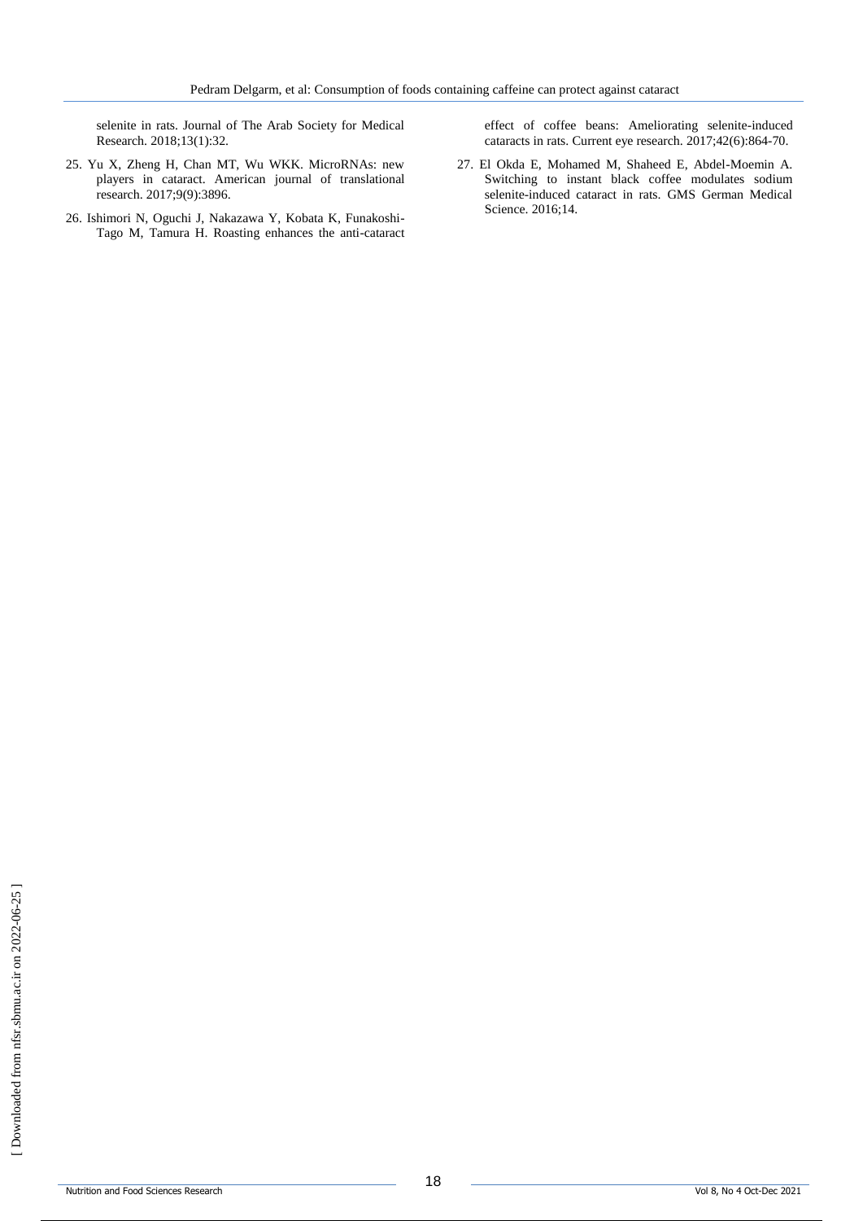selenite in rats. Journal of The Arab Society for Medical Research. 2018;13(1):32.

25. Yu X, Zheng H, Chan MT, Wu WKK. MicroRNAs: new players in cataract. American journal of translational research. 2017;9(9):3896.

26. Ishimori N, Oguchi J, Nakazawa Y, Kobata K, Funakoshi-Tago M, Tamura H. Roasting enhances the anti-cataract effect of coffee beans: Ameliorating selenite-induced cataracts in rats. Current eye research. 2017;42(6):864-70.

27. El Okda E, Mohamed M, Shaheed E, Abdel-Moemin A. Switching to instant black coffee modulates sodium selenite-induced cataract in rats. GMS German Medical Science. 2016;14.